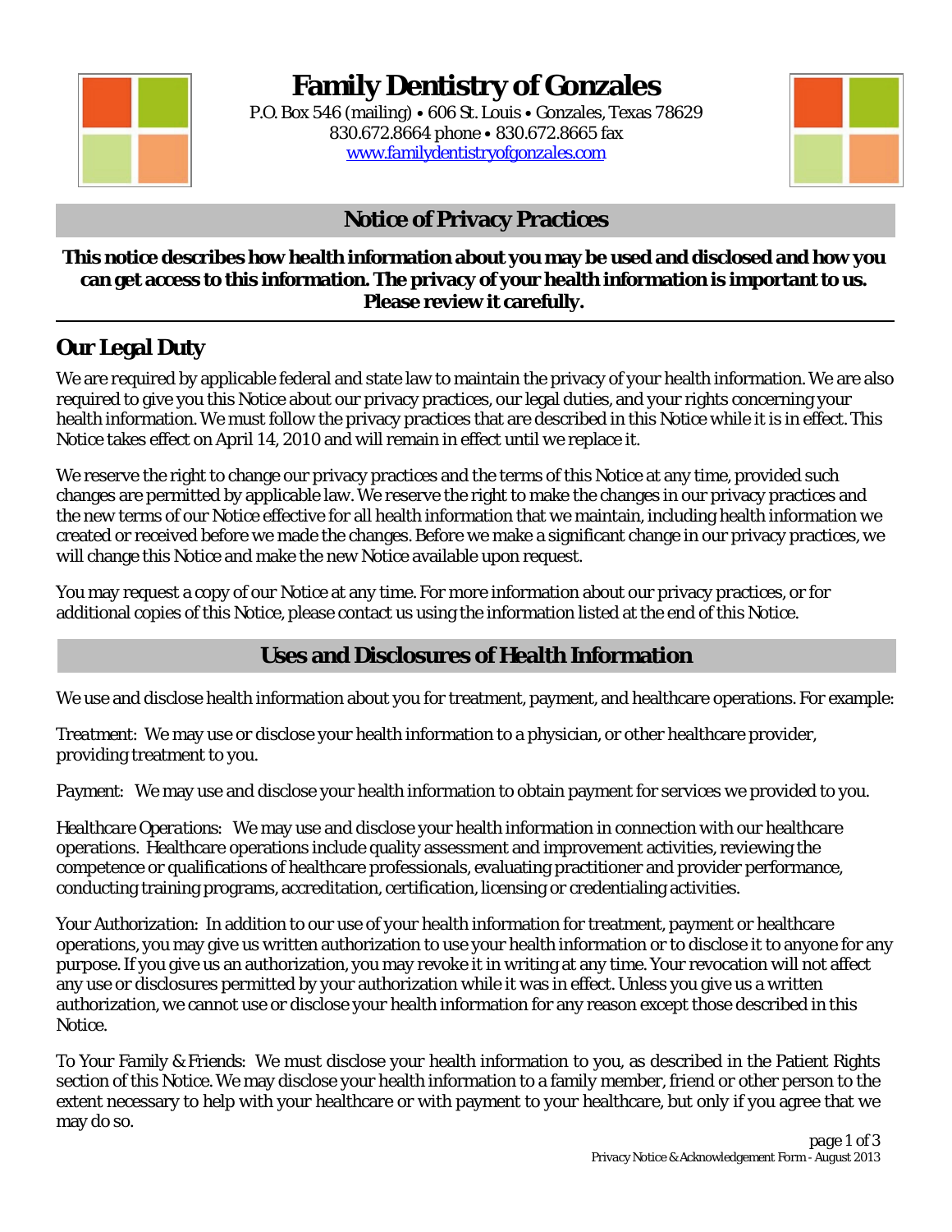# Family Dentistry of Gonzales

P.O. Box 546 (mailing) • 606 St. Louis • Gonzales, Texas 78629
830.672.8664 phone • 830.672.8665 fax
www.familydentistryofgonzales.com

## Notice of Privacy Practices

**This notice describes how health information about you may be used and disclosed and how you can get access to this information. The privacy of your health information is important to us. Please review it carefully.**

## Our Legal Duty

We are required by applicable federal and state law to maintain the privacy of your health information. We are also required to give you this Notice about our privacy practices, our legal duties, and your rights concerning your health information. We must follow the privacy practices that are described in this Notice while it is in effect. This Notice takes effect on April 14, 2010 and will remain in effect until we replace it.

We reserve the right to change our privacy practices and the terms of this Notice at any time, provided such changes are permitted by applicable law. We reserve the right to make the changes in our privacy practices and the new terms of our Notice effective for all health information that we maintain, including health information we created or received before we made the changes. Before we make a significant change in our privacy practices, we will change this Notice and make the new Notice available upon request.

You may request a copy of our Notice at any time. For more information about our privacy practices, or for additional copies of this Notice, please contact us using the information listed at the end of this Notice.

## Uses and Disclosures of Health Information

We use and disclose health information about you for treatment, payment, and healthcare operations. For example:

*Treatment:* We may use or disclose your health information to a physician, or other healthcare provider, providing treatment to you.

*Payment:* We may use and disclose your health information to obtain payment for services we provided to you.

*Healthcare Operations:* We may use and disclose your health information in connection with our healthcare operations. Healthcare operations include quality assessment and improvement activities, reviewing the competence or qualifications of healthcare professionals, evaluating practitioner and provider performance, conducting training programs, accreditation, certification, licensing or credentialing activities.

*Your Authorization:* In addition to our use of your health information for treatment, payment or healthcare operations, you may give us written authorization to use your health information or to disclose it to anyone for any purpose. If you give us an authorization, you may revoke it in writing at any time. Your revocation will not affect any use or disclosures permitted by your authorization while it was in effect. Unless you give us a written authorization, we cannot use or disclose your health information for any reason except those described in this Notice.

*To Your Family & Friends:* We must disclose your health information to you, as described in the Patient Rights section of this Notice. We may disclose your health information to a family member, friend or other person to the extent necessary to help with your healthcare or with payment to your healthcare, but only if you agree that we may do so.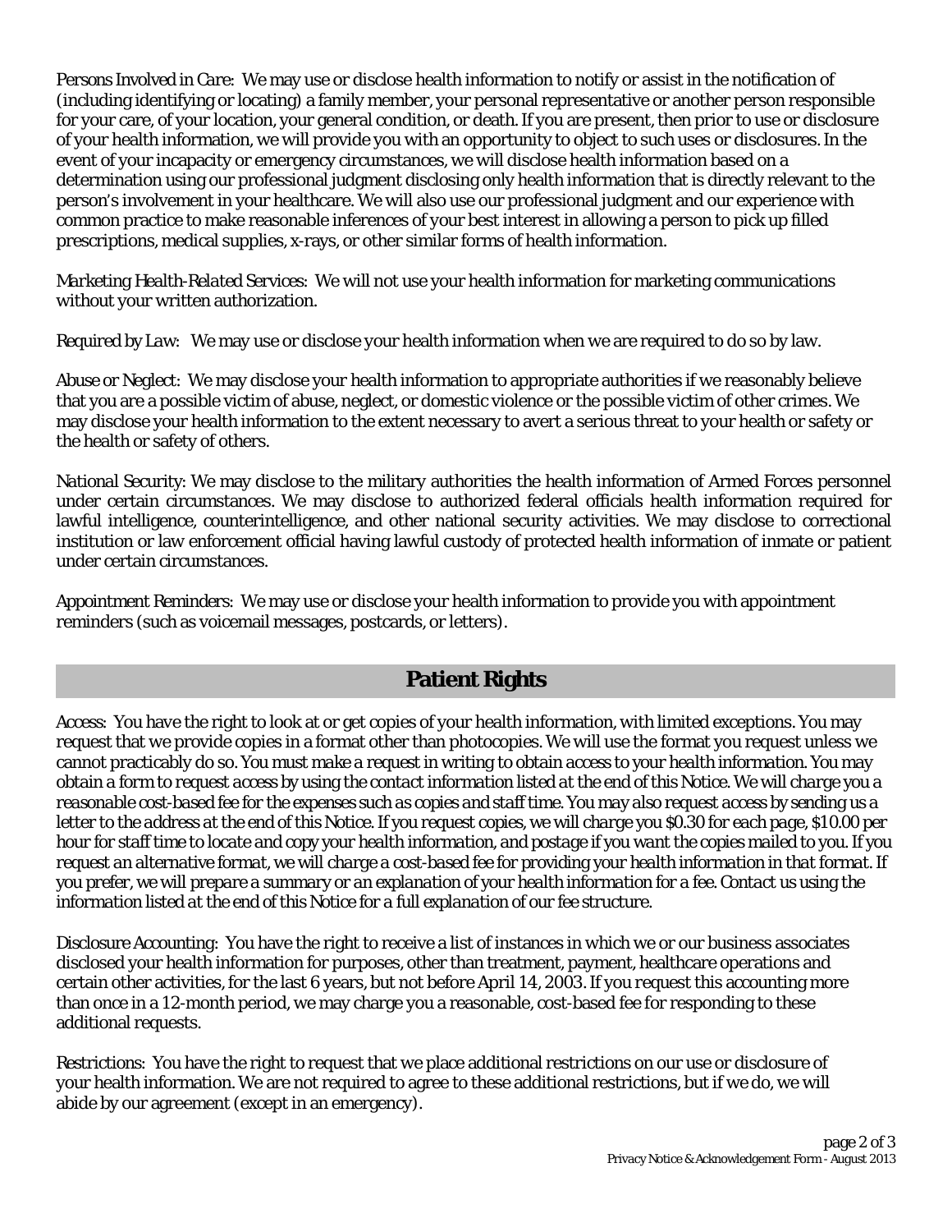Persons Involved in Care: We may use or disclose health information to notify or assist in the notification of (including identifying or locating) a family member, your personal representative or another person responsible for your care, of your location, your general condition, or death. If you are present, then prior to use or disclosure of your health information, we will provide you with an opportunity to object to such uses or disclosures. In the event of your incapacity or emergency circumstances, we will disclose health information based on a determination using our professional judgment disclosing only health information that is directly relevant to the person's involvement in your healthcare. We will also use our professional judgment and our experience with common practice to make reasonable inferences of your best interest in allowing a person to pick up filled prescriptions, medical supplies, x-rays, or other similar forms of health information.

Marketing Health-Related Services: We will not use your health information for marketing communications without your written authorization.

Required by Law: We may use or disclose your health information when we are required to do so by law.

Abuse or Neglect: We may disclose your health information to appropriate authorities if we reasonably believe that you are a possible victim of abuse, neglect, or domestic violence or the possible victim of other crimes. We may disclose your health information to the extent necessary to avert a serious threat to your health or safety or the health or safety of others.

National Security: We may disclose to the military authorities the health information of Armed Forces personnel under certain circumstances. We may disclose to authorized federal officials health information required for lawful intelligence, counterintelligence, and other national security activities. We may disclose to correctional institution or law enforcement official having lawful custody of protected health information of inmate or patient under certain circumstances.

Appointment Reminders: We may use or disclose your health information to provide you with appointment reminders (such as voicemail messages, postcards, or letters).

## Patient Rights

Access: You have the right to look at or get copies of your health information, with limited exceptions. You may request that we provide copies in a format other than photocopies. We will use the format you request unless we cannot practicably do so. You must make a request in writing to obtain access to your health information. You may obtain a form to request access by using the contact information listed at the end of this Notice. We will charge you a reasonable cost-based fee for the expenses such as copies and staff time. You may also request access by sending us a letter to the address at the end of this Notice. If you request copies, we will charge you $0.30 for each page, $10.00 per hour for staff time to locate and copy your health information, and postage if you want the copies mailed to you. If you request an alternative format, we will charge a cost-based fee for providing your health information in that format. If you prefer, we will prepare a summary or an explanation of your health information for a fee. Contact us using the information listed at the end of this Notice for a full explanation of our fee structure.

Disclosure Accounting: You have the right to receive a list of instances in which we or our business associates disclosed your health information for purposes, other than treatment, payment, healthcare operations and certain other activities, for the last 6 years, but not before April 14, 2003. If you request this accounting more than once in a 12-month period, we may charge you a reasonable, cost-based fee for responding to these additional requests.

Restrictions: You have the right to request that we place additional restrictions on our use or disclosure of your health information. We are not required to agree to these additional restrictions, but if we do, we will abide by our agreement (except in an emergency).

Privacy Notice & Acknowledgement Form - August 2013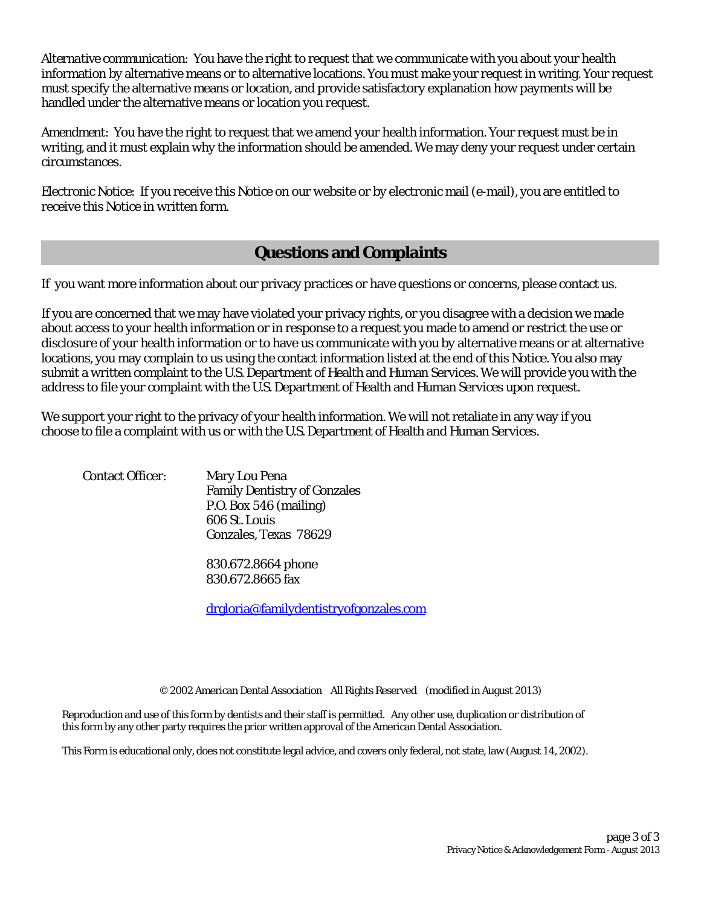*Alternative communication:* You have the right to request that we communicate with you about your health information by alternative means or to alternative locations. You must make your request in writing. Your request must specify the alternative means or location, and provide satisfactory explanation how payments will be handled under the alternative means or location you request.

*Amendment:* You have the right to request that we amend your health information. Your request must be in writing, and it must explain why the information should be amended. We may deny your request under certain circumstances.

*Electronic Notice:* If you receive this Notice on our website or by electronic mail (e-mail), you are entitled to receive this Notice in written form.

## Questions and Complaints

If you want more information about our privacy practices or have questions or concerns, please contact us.

If you are concerned that we may have violated your privacy rights, or you disagree with a decision we made about access to your health information or in response to a request you made to amend or restrict the use or disclosure of your health information or to have us communicate with you by alternative means or at alternative locations, you may complain to us using the contact information listed at the end of this Notice. You also may submit a written complaint to the U.S. Department of Health and Human Services. We will provide you with the address to file your complaint with the U.S. Department of Health and Human Services upon request.

We support your right to the privacy of your health information. We will not retaliate in any way if you choose to file a complaint with us or with the U.S. Department of Health and Human Services.

Contact Officer:

Mary Lou Pena
Family Dentistry of Gonzales
P.O. Box 546 (mailing)
606 St. Louis
Gonzales, Texas 78629

830.672.8664 phone
830.672.8665 fax

drgloria@familydentistryofgonzales.com

© 2002 American Dental Association All Rights Reserved (modified in August 2013)

Reproduction and use of this form by dentists and their staff is permitted. Any other use, duplication or distribution of this form by any other party requires the prior written approval of the American Dental Association.

This Form is educational only, does not constitute legal advice, and covers only federal, not state, law (August 14, 2002).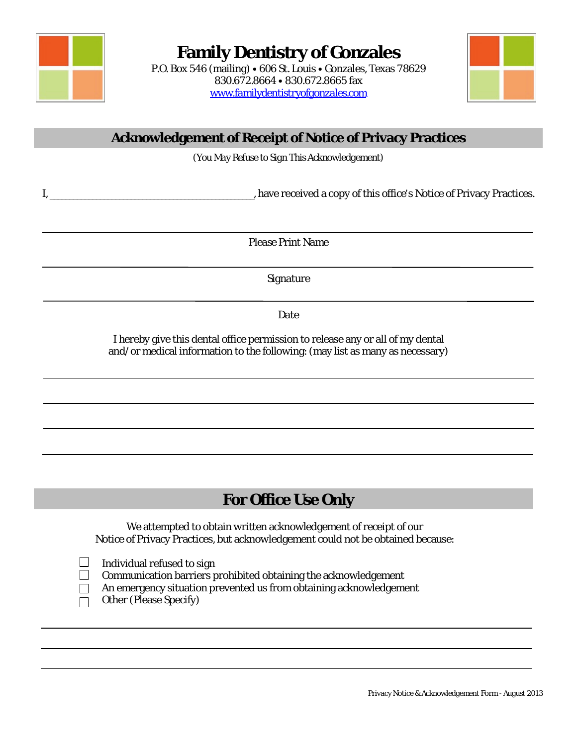# Family Dentistry of Gonzales

P.O. Box 546 (mailing) • 606 St. Louis • Gonzales, Texas 78629
830.672.8664 • 830.672.8665 fax
www.familydentistryofgonzales.com

## Acknowledgement of Receipt of Notice of Privacy Practices

(You May Refuse to Sign This Acknowledgement)

I, _______________________________________, have received a copy of this office's Notice of Privacy Practices.

_______________________________________

Please Print Name

_______________________________________

Signature

_______________________________________

Date

I hereby give this dental office permission to release any or all of my dental and/or medical information to the following: (may list as many as necessary)

_______________________________________

_______________________________________

_______________________________________

_______________________________________

## For Office Use Only

We attempted to obtain written acknowledgement of receipt of our Notice of Privacy Practices, but acknowledgement could not be obtained because:

- ☐ Individual refused to sign
- ☐ Communication barriers prohibited obtaining the acknowledgement
- ☐ An emergency situation prevented us from obtaining acknowledgement
- ☐ Other (Please Specify)

_______________________________________

_______________________________________

_______________________________________

Privacy Notice & Acknowledgement Form - August 2013